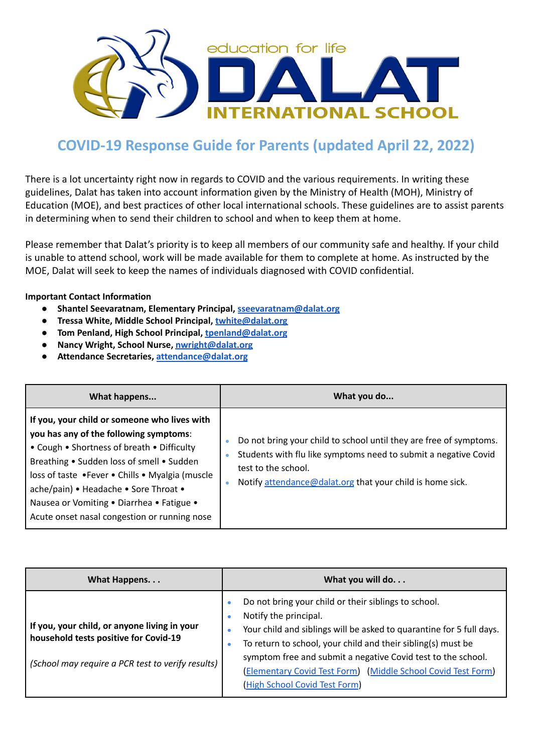education for life

# DALAT INTERNATIONAL SCHOOL

## COVID-19 Response Guide for Parents (updated April 22, 2022)

There is a lot uncertainty right now in regards to COVID and the various requirements. In writing these guidelines, Dalat has taken into account information given by the Ministry of Health (MOH), Ministry of Education (MOE), and best practices of other local international schools. These guidelines are to assist parents in determining when to send their children to school and when to keep them at home.

Please remember that Dalat's priority is to keep all members of our community safe and healthy. If your child is unable to attend school, work will be made available for them to complete at home. As instructed by the MOE, Dalat will seek to keep the names of individuals diagnosed with COVID confidential.

**Important Contact Information**

- **Shantel Seevaratnam, Elementary Principal, sseevaratnam@dalat.org**
- **Tressa White, Middle School Principal, twhite@dalat.org**
- **Tom Penland, High School Principal, tpenland@dalat.org**
- **Nancy Wright, School Nurse, nwright@dalat.org**
- **Attendance Secretaries, attendance@dalat.org**

| What happens... | What you do... |
|---|---|
| **If you, your child or someone who lives with you has any of the following symptoms**: • Cough • Shortness of breath • Difficulty Breathing • Sudden loss of smell • Sudden loss of taste •Fever • Chills • Myalgia (muscle ache/pain) • Headache • Sore Throat • Nausea or Vomiting • Diarrhea • Fatigue • Acute onset nasal congestion or running nose | • Do not bring your child to school until they are free of symptoms.<br>• Students with flu like symptoms need to submit a negative Covid test to the school.<br>• Notify attendance@dalat.org that your child is home sick. |

| What Happens. . . | What you will do. . . |
|---|---|
| **If you, your child, or anyone living in your household tests positive for Covid-19**<br><br>*(School may require a PCR test to verify results)* | • Do not bring your child or their siblings to school.<br>• Notify the principal.<br>• Your child and siblings will be asked to quarantine for 5 full days.<br>• To return to school, your child and their sibling(s) must be symptom free and submit a negative Covid test to the school. (Elementary Covid Test Form) (Middle School Covid Test Form) (High School Covid Test Form) |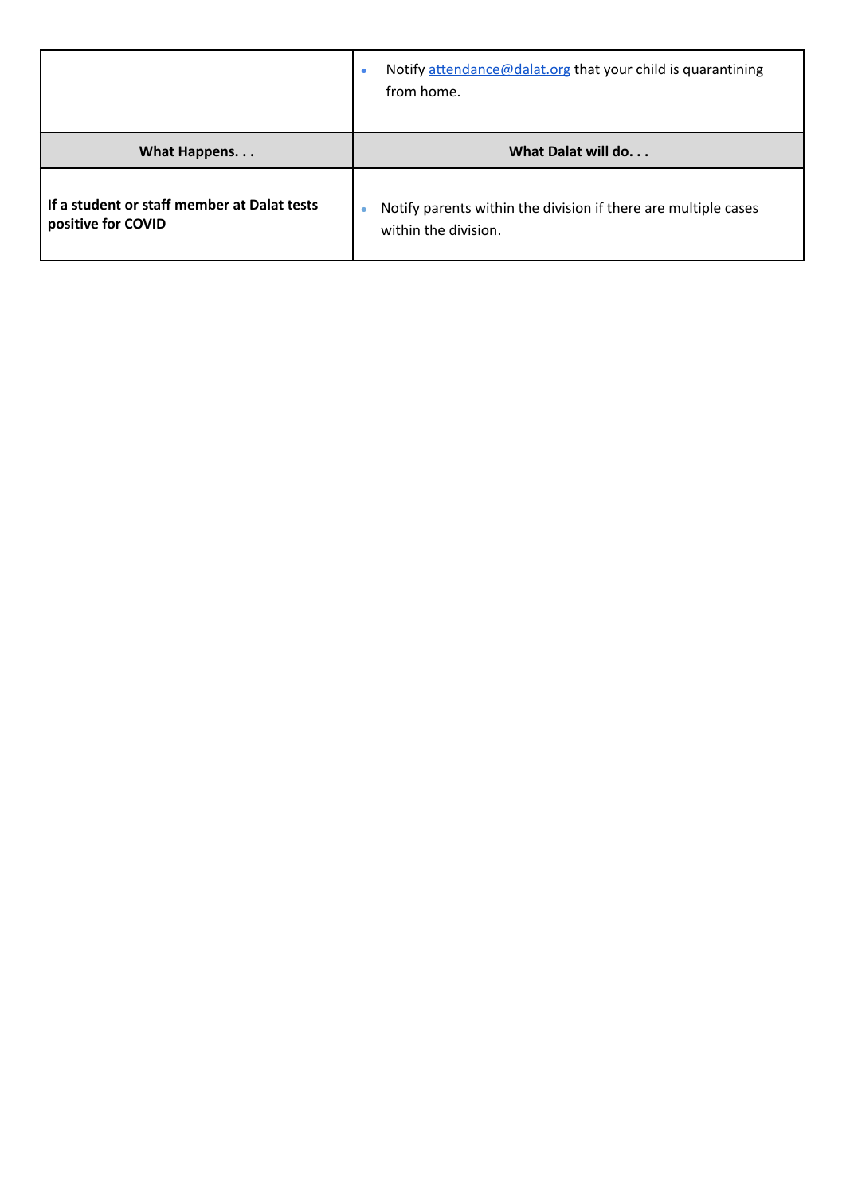| | |
|---|---|
| | • Notify attendance@dalat.org that your child is quarantining from home. |
| **What Happens. . .** | **What Dalat will do. . .** |
| **If a student or staff member at Dalat tests positive for COVID** | • Notify parents within the division if there are multiple cases within the division. |